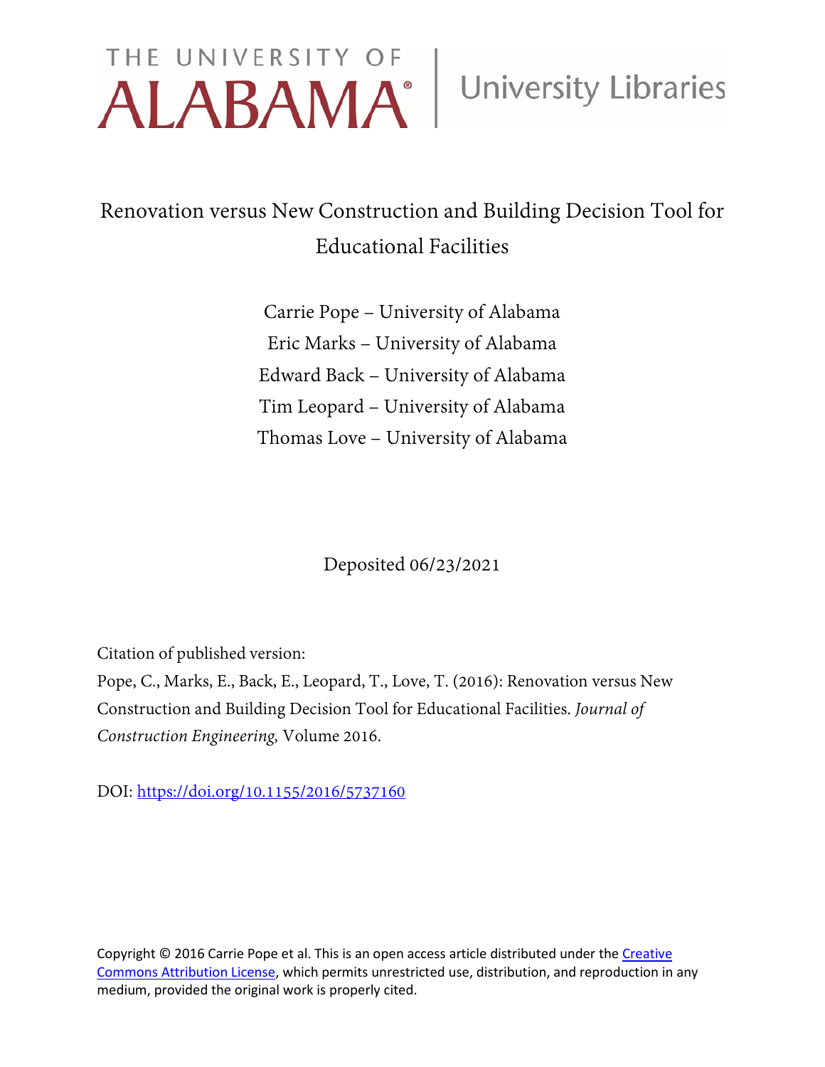THE UNIVERSITY OF ALABAMA | University Libraries

# Renovation versus New Construction and Building Decision Tool for Educational Facilities

Carrie Pope – University of Alabama

Eric Marks – University of Alabama

Edward Back – University of Alabama

Tim Leopard – University of Alabama

Thomas Love – University of Alabama

Deposited 06/23/2021

Citation of published version:

Pope, C., Marks, E., Back, E., Leopard, T., Love, T. (2016): Renovation versus New Construction and Building Decision Tool for Educational Facilities. *Journal of Construction Engineering,* Volume 2016.

DOI: https://doi.org/10.1155/2016/5737160

Copyright © 2016 Carrie Pope et al. This is an open access article distributed under the Creative Commons Attribution License, which permits unrestricted use, distribution, and reproduction in any medium, provided the original work is properly cited.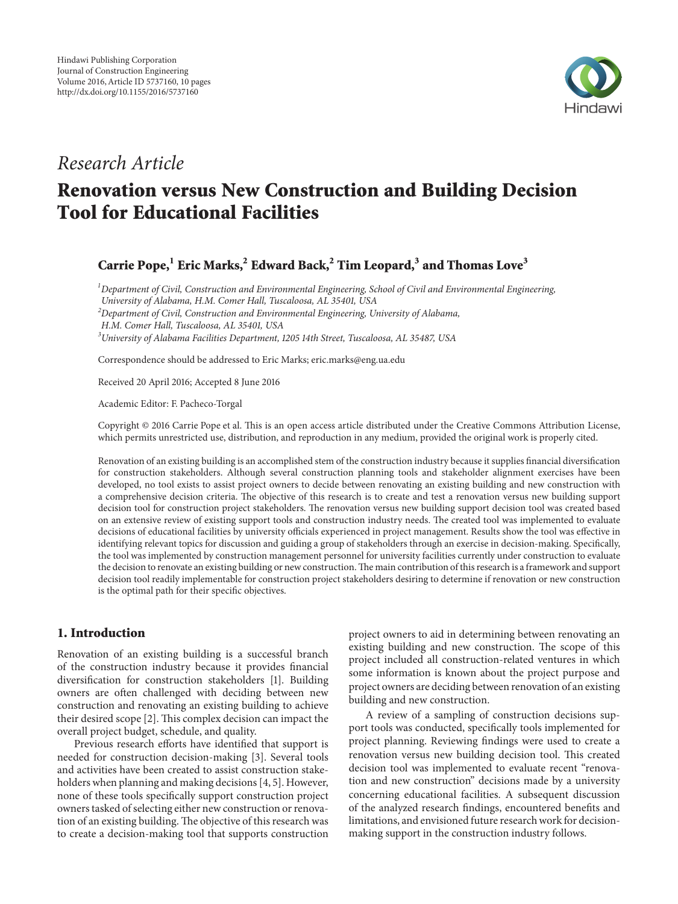*Research Article*

# Renovation versus New Construction and Building Decision Tool for Educational Facilities

**Carrie Pope,[1] Eric Marks,[2] Edward Back,[2] Tim Leopard,[3] and Thomas Love[3]**

[1] *Department of Civil, Construction and Environmental Engineering, School of Civil and Environmental Engineering, University of Alabama, H.M. Comer Hall, Tuscaloosa, AL 35401, USA*
[2] *Department of Civil, Construction and Environmental Engineering, University of Alabama, H.M. Comer Hall, Tuscaloosa, AL 35401, USA*
[3] *University of Alabama Facilities Department, 1205 14th Street, Tuscaloosa, AL 35487, USA*

Correspondence should be addressed to Eric Marks; eric.marks@eng.ua.edu

Received 20 April 2016; Accepted 8 June 2016

Academic Editor: F. Pacheco-Torgal

Copyright © 2016 Carrie Pope et al. This is an open access article distributed under the Creative Commons Attribution License, which permits unrestricted use, distribution, and reproduction in any medium, provided the original work is properly cited.

Renovation of an existing building is an accomplished stem of the construction industry because it supplies financial diversification for construction stakeholders. Although several construction planning tools and stakeholder alignment exercises have been developed, no tool exists to assist project owners to decide between renovating an existing building and new construction with a comprehensive decision criteria. The objective of this research is to create and test a renovation versus new building support decision tool for construction project stakeholders. The renovation versus new building support decision tool was created based on an extensive review of existing support tools and construction industry needs. The created tool was implemented to evaluate decisions of educational facilities by university officials experienced in project management. Results show the tool was effective in identifying relevant topics for discussion and guiding a group of stakeholders through an exercise in decision-making. Specifically, the tool was implemented by construction management personnel for university facilities currently under construction to evaluate the decision to renovate an existing building or new construction. The main contribution of this research is a framework and support decision tool readily implementable for construction project stakeholders desiring to determine if renovation or new construction is the optimal path for their specific objectives.

## 1. Introduction

Renovation of an existing building is a successful branch of the construction industry because it provides financial diversification for construction stakeholders [1]. Building owners are often challenged with deciding between new construction and renovating an existing building to achieve their desired scope [2]. This complex decision can impact the overall project budget, schedule, and quality.

Previous research efforts have identified that support is needed for construction decision-making [3]. Several tools and activities have been created to assist construction stakeholders when planning and making decisions [4, 5]. However, none of these tools specifically support construction project owners tasked of selecting either new construction or renovation of an existing building. The objective of this research was to create a decision-making tool that supports construction project owners to aid in determining between renovating an existing building and new construction. The scope of this project included all construction-related ventures in which some information is known about the project purpose and project owners are deciding between renovation of an existing building and new construction.

A review of a sampling of construction decisions support tools was conducted, specifically tools implemented for project planning. Reviewing findings were used to create a renovation versus new building decision tool. This created decision tool was implemented to evaluate recent "renovation and new construction" decisions made by a university concerning educational facilities. A subsequent discussion of the analyzed research findings, encountered benefits and limitations, and envisioned future research work for decision-making support in the construction industry follows.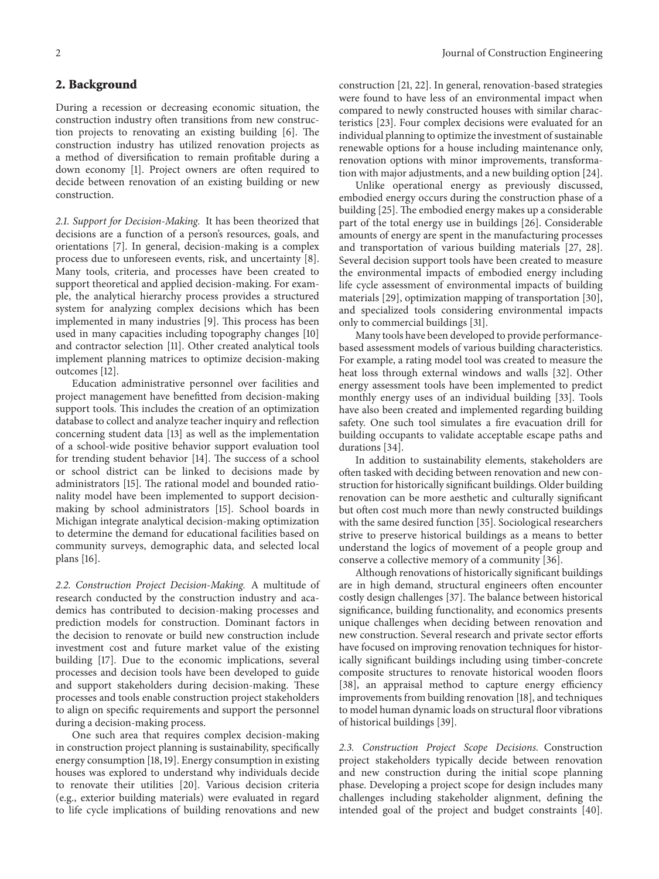## 2. Background

During a recession or decreasing economic situation, the construction industry often transitions from new construction projects to renovating an existing building [6]. The construction industry has utilized renovation projects as a method of diversification to remain profitable during a down economy [1]. Project owners are often required to decide between renovation of an existing building or new construction.

*2.1. Support for Decision-Making.* It has been theorized that decisions are a function of a person's resources, goals, and orientations [7]. In general, decision-making is a complex process due to unforeseen events, risk, and uncertainty [8]. Many tools, criteria, and processes have been created to support theoretical and applied decision-making. For example, the analytical hierarchy process provides a structured system for analyzing complex decisions which has been implemented in many industries [9]. This process has been used in many capacities including topography changes [10] and contractor selection [11]. Other created analytical tools implement planning matrices to optimize decision-making outcomes [12].

Education administrative personnel over facilities and project management have benefitted from decision-making support tools. This includes the creation of an optimization database to collect and analyze teacher inquiry and reflection concerning student data [13] as well as the implementation of a school-wide positive behavior support evaluation tool for trending student behavior [14]. The success of a school or school district can be linked to decisions made by administrators [15]. The rational model and bounded rationality model have been implemented to support decision-making by school administrators [15]. School boards in Michigan integrate analytical decision-making optimization to determine the demand for educational facilities based on community surveys, demographic data, and selected local plans [16].

*2.2. Construction Project Decision-Making.* A multitude of research conducted by the construction industry and academics has contributed to decision-making processes and prediction models for construction. Dominant factors in the decision to renovate or build new construction include investment cost and future market value of the existing building [17]. Due to the economic implications, several processes and decision tools have been developed to guide and support stakeholders during decision-making. These processes and tools enable construction project stakeholders to align on specific requirements and support the personnel during a decision-making process.

One such area that requires complex decision-making in construction project planning is sustainability, specifically energy consumption [18, 19]. Energy consumption in existing houses was explored to understand why individuals decide to renovate their utilities [20]. Various decision criteria (e.g., exterior building materials) were evaluated in regard to life cycle implications of building renovations and new construction [21, 22]. In general, renovation-based strategies were found to have less of an environmental impact when compared to newly constructed houses with similar characteristics [23]. Four complex decisions were evaluated for an individual planning to optimize the investment of sustainable renewable options for a house including maintenance only, renovation options with minor improvements, transformation with major adjustments, and a new building option [24].

Unlike operational energy as previously discussed, embodied energy occurs during the construction phase of a building [25]. The embodied energy makes up a considerable part of the total energy use in buildings [26]. Considerable amounts of energy are spent in the manufacturing processes and transportation of various building materials [27, 28]. Several decision support tools have been created to measure the environmental impacts of embodied energy including life cycle assessment of environmental impacts of building materials [29], optimization mapping of transportation [30], and specialized tools considering environmental impacts only to commercial buildings [31].

Many tools have been developed to provide performance-based assessment models of various building characteristics. For example, a rating model tool was created to measure the heat loss through external windows and walls [32]. Other energy assessment tools have been implemented to predict monthly energy uses of an individual building [33]. Tools have also been created and implemented regarding building safety. One such tool simulates a fire evacuation drill for building occupants to validate acceptable escape paths and durations [34].

In addition to sustainability elements, stakeholders are often tasked with deciding between renovation and new construction for historically significant buildings. Older building renovation can be more aesthetic and culturally significant but often cost much more than newly constructed buildings with the same desired function [35]. Sociological researchers strive to preserve historical buildings as a means to better understand the logics of movement of a people group and conserve a collective memory of a community [36].

Although renovations of historically significant buildings are in high demand, structural engineers often encounter costly design challenges [37]. The balance between historical significance, building functionality, and economics presents unique challenges when deciding between renovation and new construction. Several research and private sector efforts have focused on improving renovation techniques for historically significant buildings including using timber-concrete composite structures to renovate historical wooden floors [38], an appraisal method to capture energy efficiency improvements from building renovation [18], and techniques to model human dynamic loads on structural floor vibrations of historical buildings [39].

*2.3. Construction Project Scope Decisions.* Construction project stakeholders typically decide between renovation and new construction during the initial scope planning phase. Developing a project scope for design includes many challenges including stakeholder alignment, defining the intended goal of the project and budget constraints [40].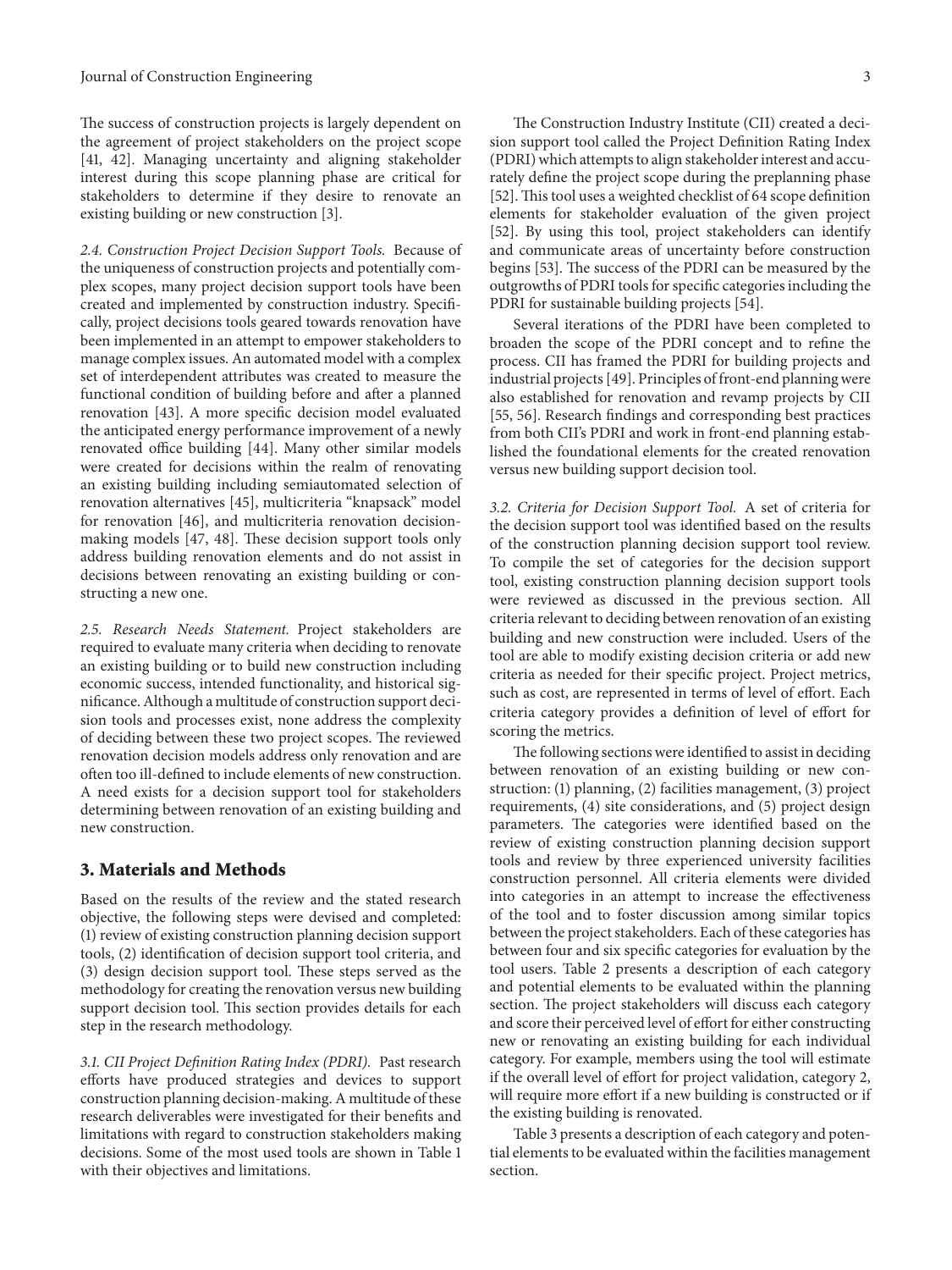The success of construction projects is largely dependent on the agreement of project stakeholders on the project scope [41, 42]. Managing uncertainty and aligning stakeholder interest during this scope planning phase are critical for stakeholders to determine if they desire to renovate an existing building or new construction [3].

*2.4. Construction Project Decision Support Tools.* Because of the uniqueness of construction projects and potentially complex scopes, many project decision support tools have been created and implemented by construction industry. Specifically, project decisions tools geared towards renovation have been implemented in an attempt to empower stakeholders to manage complex issues. An automated model with a complex set of interdependent attributes was created to measure the functional condition of building before and after a planned renovation [43]. A more specific decision model evaluated the anticipated energy performance improvement of a newly renovated office building [44]. Many other similar models were created for decisions within the realm of renovating an existing building including semiautomated selection of renovation alternatives [45], multicriteria "knapsack" model for renovation [46], and multicriteria renovation decision-making models [47, 48]. These decision support tools only address building renovation elements and do not assist in decisions between renovating an existing building or constructing a new one.

*2.5. Research Needs Statement.* Project stakeholders are required to evaluate many criteria when deciding to renovate an existing building or to build new construction including economic success, intended functionality, and historical significance. Although a multitude of construction support decision tools and processes exist, none address the complexity of deciding between these two project scopes. The reviewed renovation decision models address only renovation and are often too ill-defined to include elements of new construction. A need exists for a decision support tool for stakeholders determining between renovation of an existing building and new construction.

## 3. Materials and Methods

Based on the results of the review and the stated research objective, the following steps were devised and completed: (1) review of existing construction planning decision support tools, (2) identification of decision support tool criteria, and (3) design decision support tool. These steps served as the methodology for creating the renovation versus new building support decision tool. This section provides details for each step in the research methodology.

*3.1. CII Project Definition Rating Index (PDRI).* Past research efforts have produced strategies and devices to support construction planning decision-making. A multitude of these research deliverables were investigated for their benefits and limitations with regard to construction stakeholders making decisions. Some of the most used tools are shown in Table 1 with their objectives and limitations.

The Construction Industry Institute (CII) created a decision support tool called the Project Definition Rating Index (PDRI) which attempts to align stakeholder interest and accurately define the project scope during the preplanning phase [52]. This tool uses a weighted checklist of 64 scope definition elements for stakeholder evaluation of the given project [52]. By using this tool, project stakeholders can identify and communicate areas of uncertainty before construction begins [53]. The success of the PDRI can be measured by the outgrowths of PDRI tools for specific categories including the PDRI for sustainable building projects [54].

Several iterations of the PDRI have been completed to broaden the scope of the PDRI concept and to refine the process. CII has framed the PDRI for building projects and industrial projects [49]. Principles of front-end planning were also established for renovation and revamp projects by CII [55, 56]. Research findings and corresponding best practices from both CII's PDRI and work in front-end planning established the foundational elements for the created renovation versus new building support decision tool.

*3.2. Criteria for Decision Support Tool.* A set of criteria for the decision support tool was identified based on the results of the construction planning decision support tool review. To compile the set of categories for the decision support tool, existing construction planning decision support tools were reviewed as discussed in the previous section. All criteria relevant to deciding between renovation of an existing building and new construction were included. Users of the tool are able to modify existing decision criteria or add new criteria as needed for their specific project. Project metrics, such as cost, are represented in terms of level of effort. Each criteria category provides a definition of level of effort for scoring the metrics.

The following sections were identified to assist in deciding between renovation of an existing building or new construction: (1) planning, (2) facilities management, (3) project requirements, (4) site considerations, and (5) project design parameters. The categories were identified based on the review of existing construction planning decision support tools and review by three experienced university facilities construction personnel. All criteria elements were divided into categories in an attempt to increase the effectiveness of the tool and to foster discussion among similar topics between the project stakeholders. Each of these categories has between four and six specific categories for evaluation by the tool users. Table 2 presents a description of each category and potential elements to be evaluated within the planning section. The project stakeholders will discuss each category and score their perceived level of effort for either constructing new or renovating an existing building for each individual category. For example, members using the tool will estimate if the overall level of effort for project validation, category 2, will require more effort if a new building is constructed or if the existing building is renovated.

Table 3 presents a description of each category and potential elements to be evaluated within the facilities management section.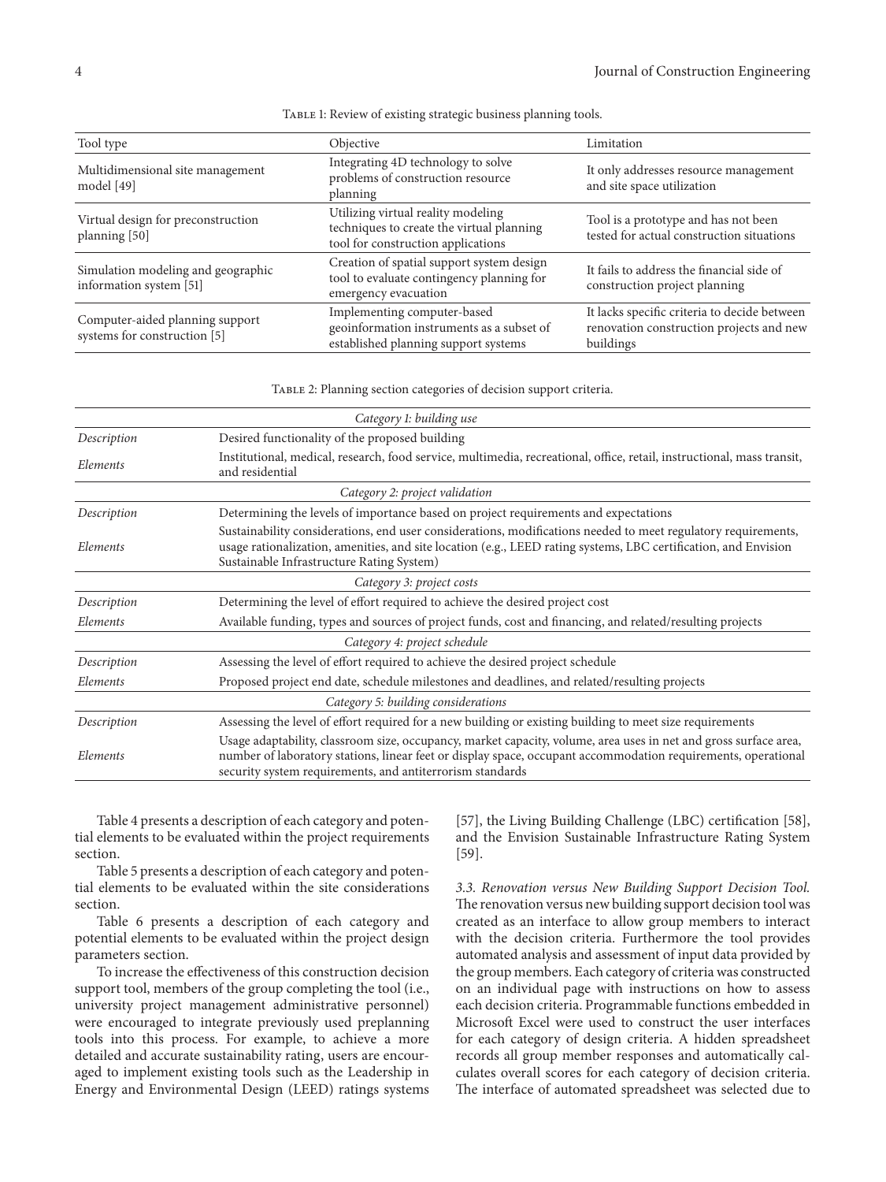Table 1: Review of existing strategic business planning tools.

| Tool type | Objective | Limitation |
|---|---|---|
| Multidimensional site management model [49] | Integrating 4D technology to solve problems of construction resource planning | It only addresses resource management and site space utilization |
| Virtual design for preconstruction planning [50] | Utilizing virtual reality modeling techniques to create the virtual planning tool for construction applications | Tool is a prototype and has not been tested for actual construction situations |
| Simulation modeling and geographic information system [51] | Creation of spatial support system design tool to evaluate contingency planning for emergency evacuation | It fails to address the financial side of construction project planning |
| Computer-aided planning support systems for construction [5] | Implementing computer-based geoinformation instruments as a subset of established planning support systems | It lacks specific criteria to decide between renovation construction projects and new buildings |

Table 2: Planning section categories of decision support criteria.

| | |
|---|---|
| *Category 1: building use* | |
| *Description* | Desired functionality of the proposed building |
| *Elements* | Institutional, medical, research, food service, multimedia, recreational, office, retail, instructional, mass transit, and residential |
| *Category 2: project validation* | |
| *Description* | Determining the levels of importance based on project requirements and expectations |
| *Elements* | Sustainability considerations, end user considerations, modifications needed to meet regulatory requirements, usage rationalization, amenities, and site location (e.g., LEED rating systems, LBC certification, and Envision Sustainable Infrastructure Rating System) |
| *Category 3: project costs* | |
| *Description* | Determining the level of effort required to achieve the desired project cost |
| *Elements* | Available funding, types and sources of project funds, cost and financing, and related/resulting projects |
| *Category 4: project schedule* | |
| *Description* | Assessing the level of effort required to achieve the desired project schedule |
| *Elements* | Proposed project end date, schedule milestones and deadlines, and related/resulting projects |
| *Category 5: building considerations* | |
| *Description* | Assessing the level of effort required for a new building or existing building to meet size requirements |
| *Elements* | Usage adaptability, classroom size, occupancy, market capacity, volume, area uses in net and gross surface area, number of laboratory stations, linear feet or display space, occupant accommodation requirements, operational security system requirements, and antiterrorism standards |

Table 4 presents a description of each category and potential elements to be evaluated within the project requirements section.

Table 5 presents a description of each category and potential elements to be evaluated within the site considerations section.

Table 6 presents a description of each category and potential elements to be evaluated within the project design parameters section.

To increase the effectiveness of this construction decision support tool, members of the group completing the tool (i.e., university project management administrative personnel) were encouraged to integrate previously used preplanning tools into this process. For example, to achieve a more detailed and accurate sustainability rating, users are encouraged to implement existing tools such as the Leadership in Energy and Environmental Design (LEED) ratings systems [57], the Living Building Challenge (LBC) certification [58], and the Envision Sustainable Infrastructure Rating System [59].

*3.3. Renovation versus New Building Support Decision Tool.* The renovation versus new building support decision tool was created as an interface to allow group members to interact with the decision criteria. Furthermore the tool provides automated analysis and assessment of input data provided by the group members. Each category of criteria was constructed on an individual page with instructions on how to assess each decision criteria. Programmable functions embedded in Microsoft Excel were used to construct the user interfaces for each category of design criteria. A hidden spreadsheet records all group member responses and automatically calculates overall scores for each category of decision criteria. The interface of automated spreadsheet was selected due to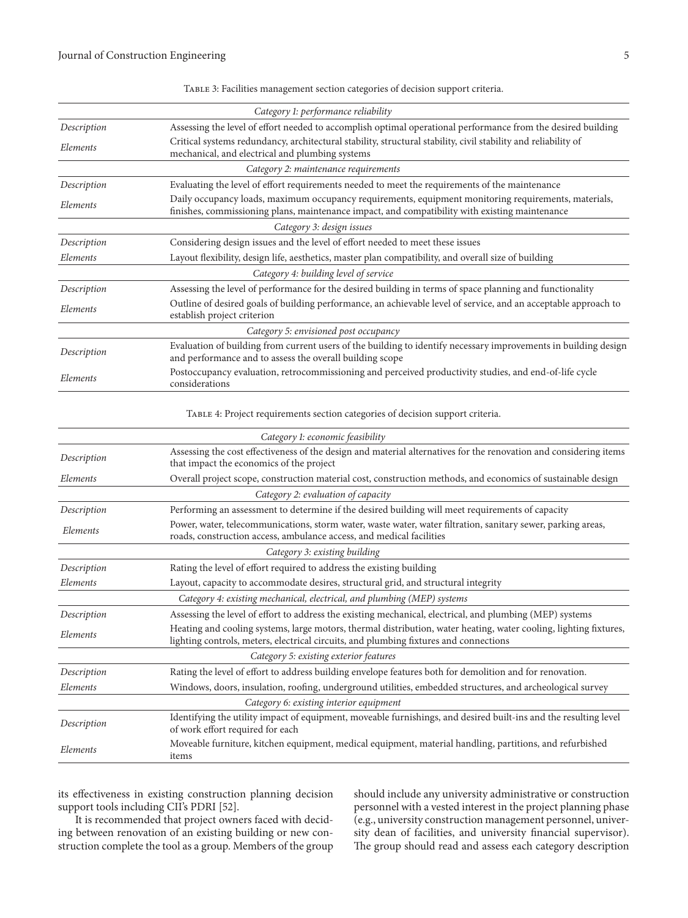Table 3: Facilities management section categories of decision support criteria.

| | |
|---|---|
| | *Category 1: performance reliability* |
| *Description* | Assessing the level of effort needed to accomplish optimal operational performance from the desired building |
| *Elements* | Critical systems redundancy, architectural stability, structural stability, civil stability and reliability of mechanical, and electrical and plumbing systems |
| | *Category 2: maintenance requirements* |
| *Description* | Evaluating the level of effort requirements needed to meet the requirements of the maintenance |
| *Elements* | Daily occupancy loads, maximum occupancy requirements, equipment monitoring requirements, materials, finishes, commissioning plans, maintenance impact, and compatibility with existing maintenance |
| | *Category 3: design issues* |
| *Description* | Considering design issues and the level of effort needed to meet these issues |
| *Elements* | Layout flexibility, design life, aesthetics, master plan compatibility, and overall size of building |
| | *Category 4: building level of service* |
| *Description* | Assessing the level of performance for the desired building in terms of space planning and functionality |
| *Elements* | Outline of desired goals of building performance, an achievable level of service, and an acceptable approach to establish project criterion |
| | *Category 5: envisioned post occupancy* |
| *Description* | Evaluation of building from current users of the building to identify necessary improvements in building design and performance and to assess the overall building scope |
| *Elements* | Postoccupancy evaluation, retrocommissioning and perceived productivity studies, and end-of-life cycle considerations |

Table 4: Project requirements section categories of decision support criteria.

| | |
|---|---|
| | *Category 1: economic feasibility* |
| *Description* | Assessing the cost effectiveness of the design and material alternatives for the renovation and considering items that impact the economics of the project |
| *Elements* | Overall project scope, construction material cost, construction methods, and economics of sustainable design |
| | *Category 2: evaluation of capacity* |
| *Description* | Performing an assessment to determine if the desired building will meet requirements of capacity |
| *Elements* | Power, water, telecommunications, storm water, waste water, water filtration, sanitary sewer, parking areas, roads, construction access, ambulance access, and medical facilities |
| | *Category 3: existing building* |
| *Description* | Rating the level of effort required to address the existing building |
| *Elements* | Layout, capacity to accommodate desires, structural grid, and structural integrity |
| | *Category 4: existing mechanical, electrical, and plumbing (MEP) systems* |
| *Description* | Assessing the level of effort to address the existing mechanical, electrical, and plumbing (MEP) systems |
| *Elements* | Heating and cooling systems, large motors, thermal distribution, water heating, water cooling, lighting fixtures, lighting controls, meters, electrical circuits, and plumbing fixtures and connections |
| | *Category 5: existing exterior features* |
| *Description* | Rating the level of effort to address building envelope features both for demolition and for renovation. |
| *Elements* | Windows, doors, insulation, roofing, underground utilities, embedded structures, and archeological survey |
| | *Category 6: existing interior equipment* |
| *Description* | Identifying the utility impact of equipment, moveable furnishings, and desired built-ins and the resulting level of work effort required for each |
| *Elements* | Moveable furniture, kitchen equipment, medical equipment, material handling, partitions, and refurbished items |

its effectiveness in existing construction planning decision support tools including CII's PDRI [52].

It is recommended that project owners faced with deciding between renovation of an existing building or new construction complete the tool as a group. Members of the group should include any university administrative or construction personnel with a vested interest in the project planning phase (e.g., university construction management personnel, university dean of facilities, and university financial supervisor). The group should read and assess each category description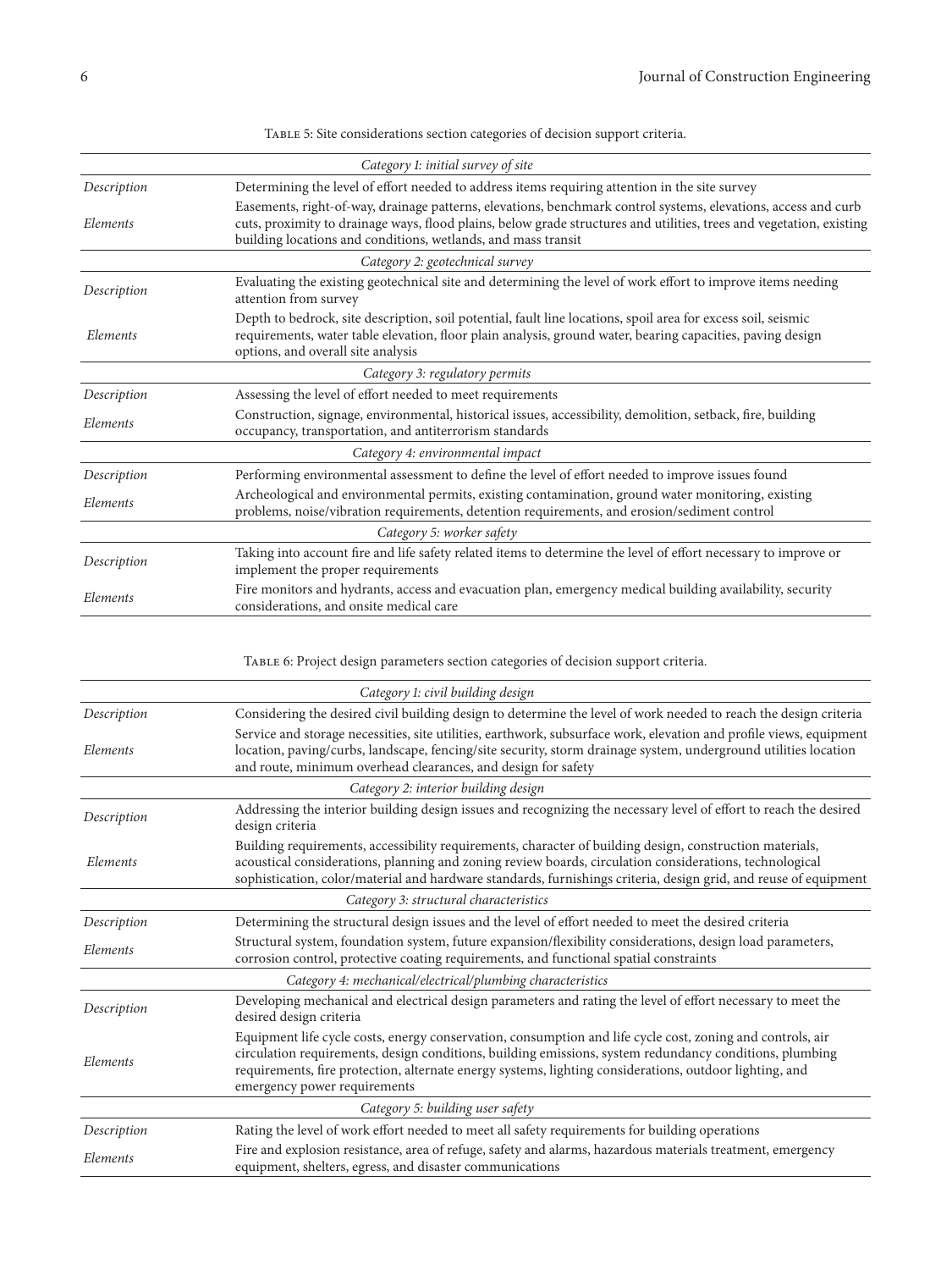Table 5: Site considerations section categories of decision support criteria.

| | |
|---|---|
| | *Category 1: initial survey of site* |
| *Description* | Determining the level of effort needed to address items requiring attention in the site survey |
| *Elements* | Easements, right-of-way, drainage patterns, elevations, benchmark control systems, elevations, access and curb cuts, proximity to drainage ways, flood plains, below grade structures and utilities, trees and vegetation, existing building locations and conditions, wetlands, and mass transit |
| | *Category 2: geotechnical survey* |
| *Description* | Evaluating the existing geotechnical site and determining the level of work effort to improve items needing attention from survey |
| *Elements* | Depth to bedrock, site description, soil potential, fault line locations, spoil area for excess soil, seismic requirements, water table elevation, floor plain analysis, ground water, bearing capacities, paving design options, and overall site analysis |
| | *Category 3: regulatory permits* |
| *Description* | Assessing the level of effort needed to meet requirements |
| *Elements* | Construction, signage, environmental, historical issues, accessibility, demolition, setback, fire, building occupancy, transportation, and antiterrorism standards |
| | *Category 4: environmental impact* |
| *Description* | Performing environmental assessment to define the level of effort needed to improve issues found |
| *Elements* | Archeological and environmental permits, existing contamination, ground water monitoring, existing problems, noise/vibration requirements, detention requirements, and erosion/sediment control |
| | *Category 5: worker safety* |
| *Description* | Taking into account fire and life safety related items to determine the level of effort necessary to improve or implement the proper requirements |
| *Elements* | Fire monitors and hydrants, access and evacuation plan, emergency medical building availability, security considerations, and onsite medical care |

Table 6: Project design parameters section categories of decision support criteria.

| | |
|---|---|
| | *Category 1: civil building design* |
| *Description* | Considering the desired civil building design to determine the level of work needed to reach the design criteria |
| *Elements* | Service and storage necessities, site utilities, earthwork, subsurface work, elevation and profile views, equipment location, paving/curbs, landscape, fencing/site security, storm drainage system, underground utilities location and route, minimum overhead clearances, and design for safety |
| | *Category 2: interior building design* |
| *Description* | Addressing the interior building design issues and recognizing the necessary level of effort to reach the desired design criteria |
| *Elements* | Building requirements, accessibility requirements, character of building design, construction materials, acoustical considerations, planning and zoning review boards, circulation considerations, technological sophistication, color/material and hardware standards, furnishings criteria, design grid, and reuse of equipment |
| | *Category 3: structural characteristics* |
| *Description* | Determining the structural design issues and the level of effort needed to meet the desired criteria |
| *Elements* | Structural system, foundation system, future expansion/flexibility considerations, design load parameters, corrosion control, protective coating requirements, and functional spatial constraints |
| | *Category 4: mechanical/electrical/plumbing characteristics* |
| *Description* | Developing mechanical and electrical design parameters and rating the level of effort necessary to meet the desired design criteria |
| *Elements* | Equipment life cycle costs, energy conservation, consumption and life cycle cost, zoning and controls, air circulation requirements, design conditions, building emissions, system redundancy conditions, plumbing requirements, fire protection, alternate energy systems, lighting considerations, outdoor lighting, and emergency power requirements |
| | *Category 5: building user safety* |
| *Description* | Rating the level of work effort needed to meet all safety requirements for building operations |
| *Elements* | Fire and explosion resistance, area of refuge, safety and alarms, hazardous materials treatment, emergency equipment, shelters, egress, and disaster communications |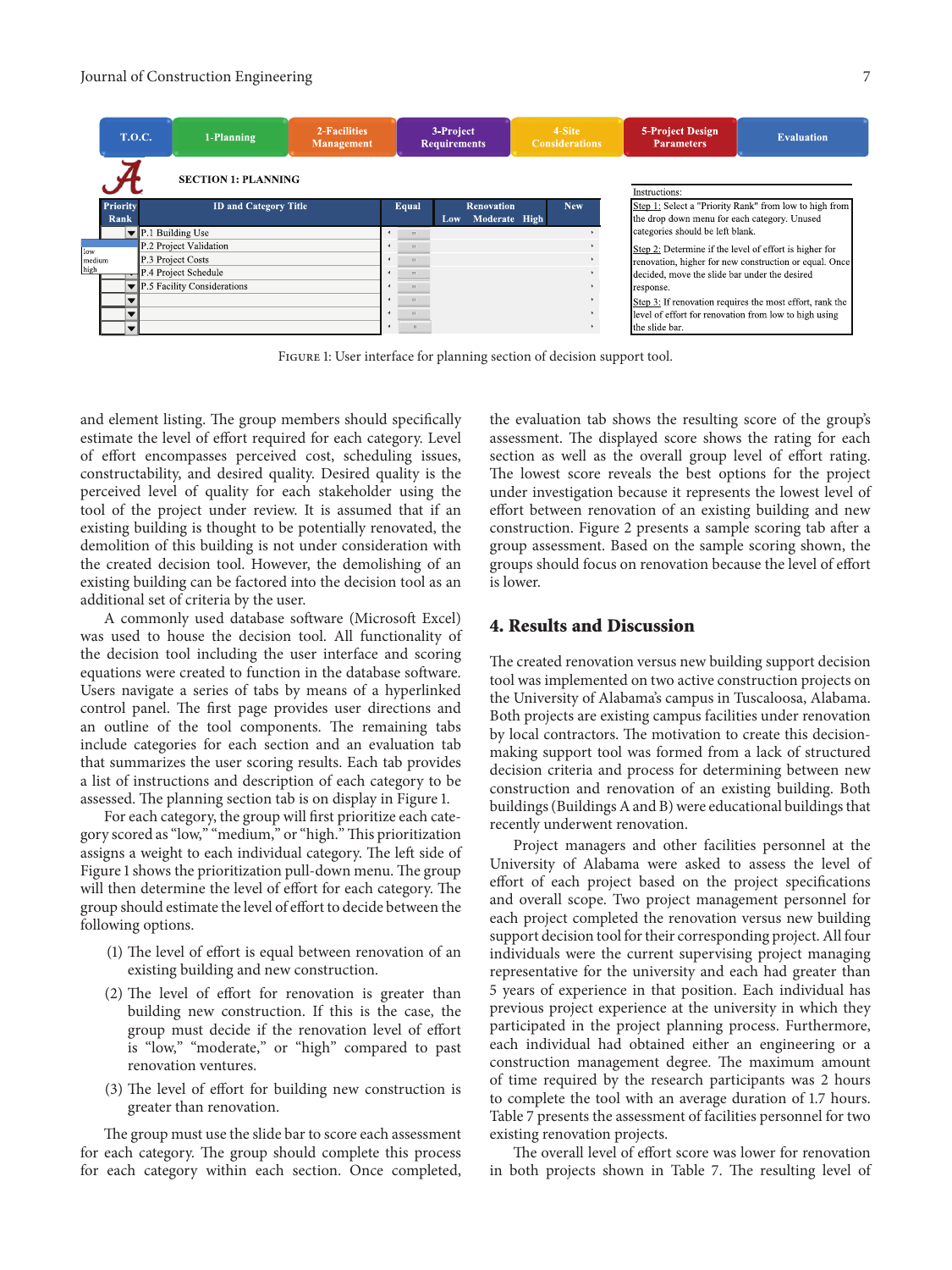FIGURE 1: User interface for planning section of decision support tool.

and element listing. The group members should specifically estimate the level of effort required for each category. Level of effort encompasses perceived cost, scheduling issues, constructability, and desired quality. Desired quality is the perceived level of quality for each stakeholder using the tool of the project under review. It is assumed that if an existing building is thought to be potentially renovated, the demolition of this building is not under consideration with the created decision tool. However, the demolishing of an existing building can be factored into the decision tool as an additional set of criteria by the user.

A commonly used database software (Microsoft Excel) was used to house the decision tool. All functionality of the decision tool including the user interface and scoring equations were created to function in the database software. Users navigate a series of tabs by means of a hyperlinked control panel. The first page provides user directions and an outline of the tool components. The remaining tabs include categories for each section and an evaluation tab that summarizes the user scoring results. Each tab provides a list of instructions and description of each category to be assessed. The planning section tab is on display in Figure 1.

For each category, the group will first prioritize each category scored as "low," "medium," or "high." This prioritization assigns a weight to each individual category. The left side of Figure 1 shows the prioritization pull-down menu. The group will then determine the level of effort for each category. The group should estimate the level of effort to decide between the following options.

(1) The level of effort is equal between renovation of an existing building and new construction.

(2) The level of effort for renovation is greater than building new construction. If this is the case, the group must decide if the renovation level of effort is "low," "moderate," or "high" compared to past renovation ventures.

(3) The level of effort for building new construction is greater than renovation.

The group must use the slide bar to score each assessment for each category. The group should complete this process for each category within each section. Once completed, the evaluation tab shows the resulting score of the group's assessment. The displayed score shows the rating for each section as well as the overall group level of effort rating. The lowest score reveals the best options for the project under investigation because it represents the lowest level of effort between renovation of an existing building and new construction. Figure 2 presents a sample scoring tab after a group assessment. Based on the sample scoring shown, the groups should focus on renovation because the level of effort is lower.

## 4. Results and Discussion

The created renovation versus new building support decision tool was implemented on two active construction projects on the University of Alabama's campus in Tuscaloosa, Alabama. Both projects are existing campus facilities under renovation by local contractors. The motivation to create this decision-making support tool was formed from a lack of structured decision criteria and process for determining between new construction and renovation of an existing building. Both buildings (Buildings A and B) were educational buildings that recently underwent renovation.

Project managers and other facilities personnel at the University of Alabama were asked to assess the level of effort of each project based on the project specifications and overall scope. Two project management personnel for each project completed the renovation versus new building support decision tool for their corresponding project. All four individuals were the current supervising project managing representative for the university and each had greater than 5 years of experience in that position. Each individual has previous project experience at the university in which they participated in the project planning process. Furthermore, each individual had obtained either an engineering or a construction management degree. The maximum amount of time required by the research participants was 2 hours to complete the tool with an average duration of 1.7 hours. Table 7 presents the assessment of facilities personnel for two existing renovation projects.

The overall level of effort score was lower for renovation in both projects shown in Table 7. The resulting level of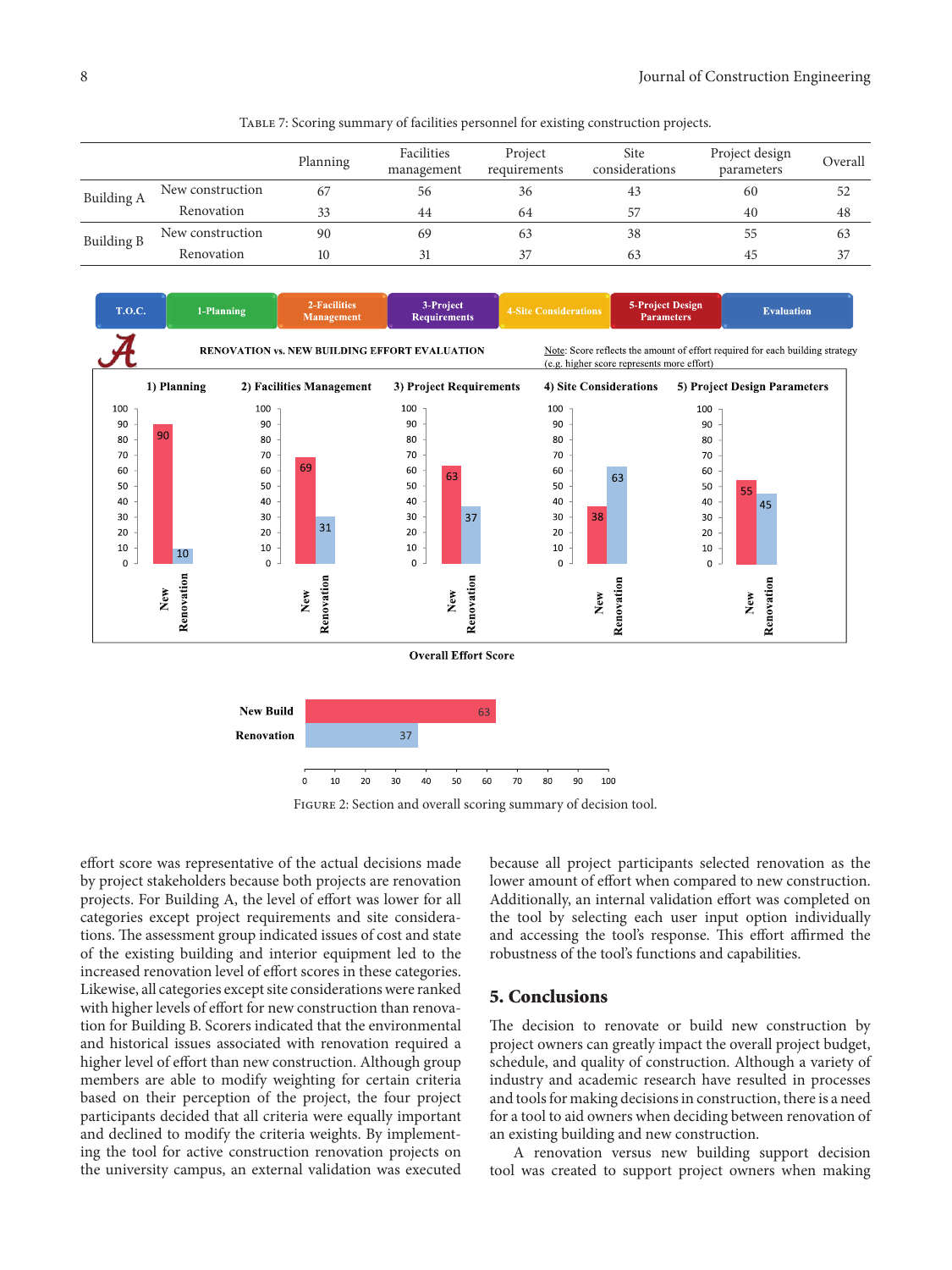Table 7: Scoring summary of facilities personnel for existing construction projects.

| | | Planning | Facilities management | Project requirements | Site considerations | Project design parameters | Overall |
|---|---|---|---|---|---|---|---|
| Building A | New construction | 67 | 56 | 36 | 43 | 60 | 52 |
| | Renovation | 33 | 44 | 64 | 57 | 40 | 48 |
| Building B | New construction | 90 | 69 | 63 | 38 | 55 | 63 |
| | Renovation | 10 | 31 | 37 | 63 | 45 | 37 |

Figure 2: Section and overall scoring summary of decision tool.

effort score was representative of the actual decisions made by project stakeholders because both projects are renovation projects. For Building A, the level of effort was lower for all categories except project requirements and site considerations. The assessment group indicated issues of cost and state of the existing building and interior equipment led to the increased renovation level of effort scores in these categories. Likewise, all categories except site considerations were ranked with higher levels of effort for new construction than renovation for Building B. Scorers indicated that the environmental and historical issues associated with renovation required a higher level of effort than new construction. Although group members are able to modify weighting for certain criteria based on their perception of the project, the four project participants decided that all criteria were equally important and declined to modify the criteria weights. By implementing the tool for active construction renovation projects on the university campus, an external validation was executed because all project participants selected renovation as the lower amount of effort when compared to new construction. Additionally, an internal validation effort was completed on the tool by selecting each user input option individually and accessing the tool's response. This effort affirmed the robustness of the tool's functions and capabilities.

## 5. Conclusions

The decision to renovate or build new construction by project owners can greatly impact the overall project budget, schedule, and quality of construction. Although a variety of industry and academic research have resulted in processes and tools for making decisions in construction, there is a need for a tool to aid owners when deciding between renovation of an existing building and new construction.

A renovation versus new building support decision tool was created to support project owners when making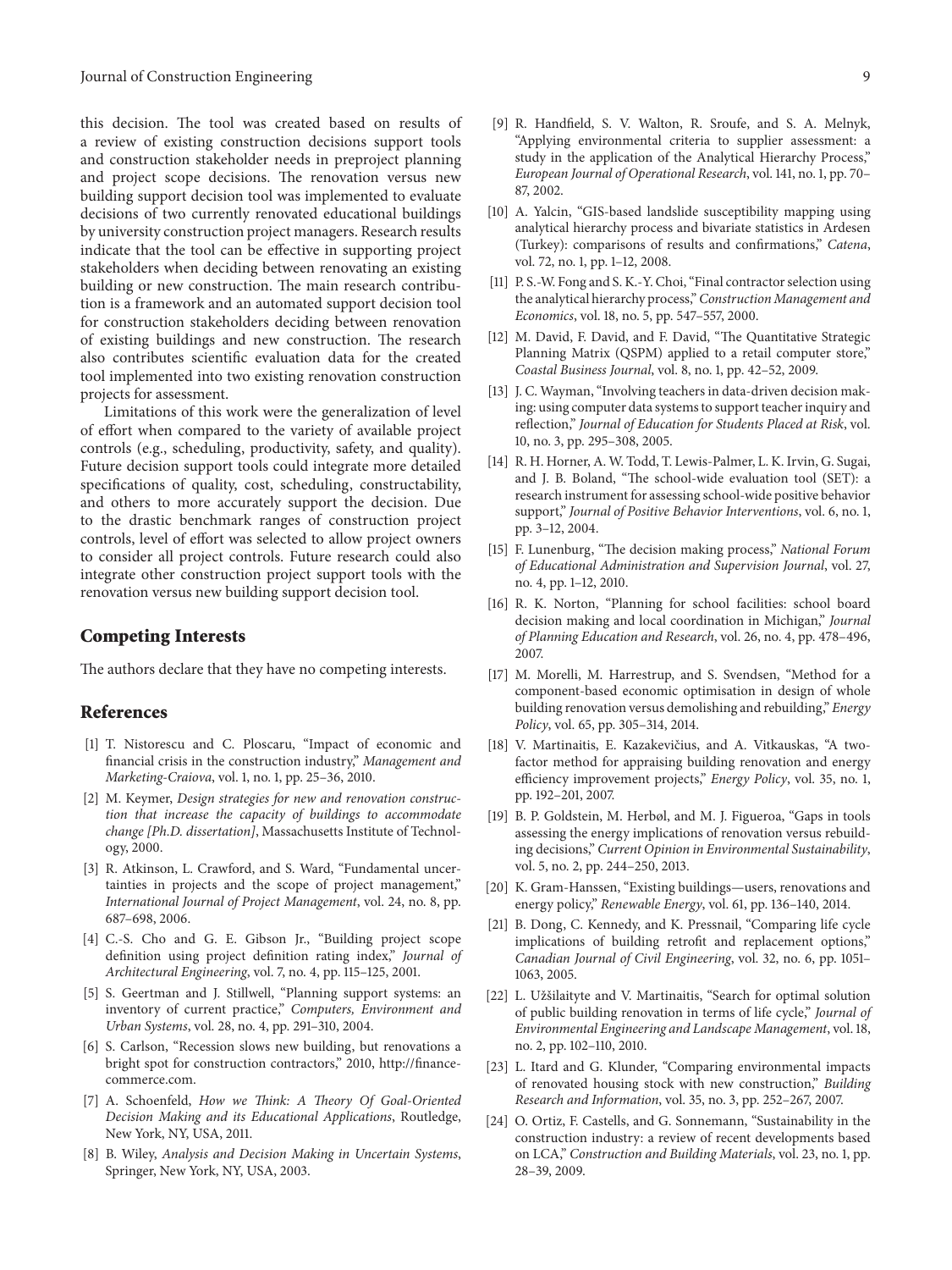this decision. The tool was created based on results of a review of existing construction decisions support tools and construction stakeholder needs in preproject planning and project scope decisions. The renovation versus new building support decision tool was implemented to evaluate decisions of two currently renovated educational buildings by university construction project managers. Research results indicate that the tool can be effective in supporting project stakeholders when deciding between renovating an existing building or new construction. The main research contribution is a framework and an automated support decision tool for construction stakeholders deciding between renovation of existing buildings and new construction. The research also contributes scientific evaluation data for the created tool implemented into two existing renovation construction projects for assessment.

Limitations of this work were the generalization of level of effort when compared to the variety of available project controls (e.g., scheduling, productivity, safety, and quality). Future decision support tools could integrate more detailed specifications of quality, cost, scheduling, constructability, and others to more accurately support the decision. Due to the drastic benchmark ranges of construction project controls, level of effort was selected to allow project owners to consider all project controls. Future research could also integrate other construction project support tools with the renovation versus new building support decision tool.

## Competing Interests

The authors declare that they have no competing interests.

## References

[1] T. Nistorescu and C. Ploscaru, "Impact of economic and financial crisis in the construction industry," *Management and Marketing-Craiova*, vol. 1, no. 1, pp. 25–36, 2010.

[2] M. Keymer, *Design strategies for new and renovation construction that increase the capacity of buildings to accommodate change [Ph.D. dissertation]*, Massachusetts Institute of Technology, 2000.

[3] R. Atkinson, L. Crawford, and S. Ward, "Fundamental uncertainties in projects and the scope of project management," *International Journal of Project Management*, vol. 24, no. 8, pp. 687–698, 2006.

[4] C.-S. Cho and G. E. Gibson Jr., "Building project scope definition using project definition rating index," *Journal of Architectural Engineering*, vol. 7, no. 4, pp. 115–125, 2001.

[5] S. Geertman and J. Stillwell, "Planning support systems: an inventory of current practice," *Computers, Environment and Urban Systems*, vol. 28, no. 4, pp. 291–310, 2004.

[6] S. Carlson, "Recession slows new building, but renovations a bright spot for construction contractors," 2010, http://finance-commerce.com.

[7] A. Schoenfeld, *How we Think: A Theory Of Goal-Oriented Decision Making and its Educational Applications*, Routledge, New York, NY, USA, 2011.

[8] B. Wiley, *Analysis and Decision Making in Uncertain Systems*, Springer, New York, NY, USA, 2003.

[9] R. Handfield, S. V. Walton, R. Sroufe, and S. A. Melnyk, "Applying environmental criteria to supplier assessment: a study in the application of the Analytical Hierarchy Process," *European Journal of Operational Research*, vol. 141, no. 1, pp. 70–87, 2002.

[10] A. Yalcin, "GIS-based landslide susceptibility mapping using analytical hierarchy process and bivariate statistics in Ardesen (Turkey): comparisons of results and confirmations," *Catena*, vol. 72, no. 1, pp. 1–12, 2008.

[11] P. S.-W. Fong and S. K.-Y. Choi, "Final contractor selection using the analytical hierarchy process," *Construction Management and Economics*, vol. 18, no. 5, pp. 547–557, 2000.

[12] M. David, F. David, and F. David, "The Quantitative Strategic Planning Matrix (QSPM) applied to a retail computer store," *Coastal Business Journal*, vol. 8, no. 1, pp. 42–52, 2009.

[13] J. C. Wayman, "Involving teachers in data-driven decision making: using computer data systems to support teacher inquiry and reflection," *Journal of Education for Students Placed at Risk*, vol. 10, no. 3, pp. 295–308, 2005.

[14] R. H. Horner, A. W. Todd, T. Lewis-Palmer, L. K. Irvin, G. Sugai, and J. B. Boland, "The school-wide evaluation tool (SET): a research instrument for assessing school-wide positive behavior support," *Journal of Positive Behavior Interventions*, vol. 6, no. 1, pp. 3–12, 2004.

[15] F. Lunenburg, "The decision making process," *National Forum of Educational Administration and Supervision Journal*, vol. 27, no. 4, pp. 1–12, 2010.

[16] R. K. Norton, "Planning for school facilities: school board decision making and local coordination in Michigan," *Journal of Planning Education and Research*, vol. 26, no. 4, pp. 478–496, 2007.

[17] M. Morelli, M. Harrestrup, and S. Svendsen, "Method for a component-based economic optimisation in design of whole building renovation versus demolishing and rebuilding," *Energy Policy*, vol. 65, pp. 305–314, 2014.

[18] V. Martinaitis, E. Kazakevičius, and A. Vitkauskas, "A two-factor method for appraising building renovation and energy efficiency improvement projects," *Energy Policy*, vol. 35, no. 1, pp. 192–201, 2007.

[19] B. P. Goldstein, M. Herbøl, and M. J. Figueroa, "Gaps in tools assessing the energy implications of renovation versus rebuilding decisions," *Current Opinion in Environmental Sustainability*, vol. 5, no. 2, pp. 244–250, 2013.

[20] K. Gram-Hanssen, "Existing buildings—users, renovations and energy policy," *Renewable Energy*, vol. 61, pp. 136–140, 2014.

[21] B. Dong, C. Kennedy, and K. Pressnail, "Comparing life cycle implications of building retrofit and replacement options," *Canadian Journal of Civil Engineering*, vol. 32, no. 6, pp. 1051–1063, 2005.

[22] L. Užšilaityte and V. Martinaitis, "Search for optimal solution of public building renovation in terms of life cycle," *Journal of Environmental Engineering and Landscape Management*, vol. 18, no. 2, pp. 102–110, 2010.

[23] L. Itard and G. Klunder, "Comparing environmental impacts of renovated housing stock with new construction," *Building Research and Information*, vol. 35, no. 3, pp. 252–267, 2007.

[24] O. Ortiz, F. Castells, and G. Sonnemann, "Sustainability in the construction industry: a review of recent developments based on LCA," *Construction and Building Materials*, vol. 23, no. 1, pp. 28–39, 2009.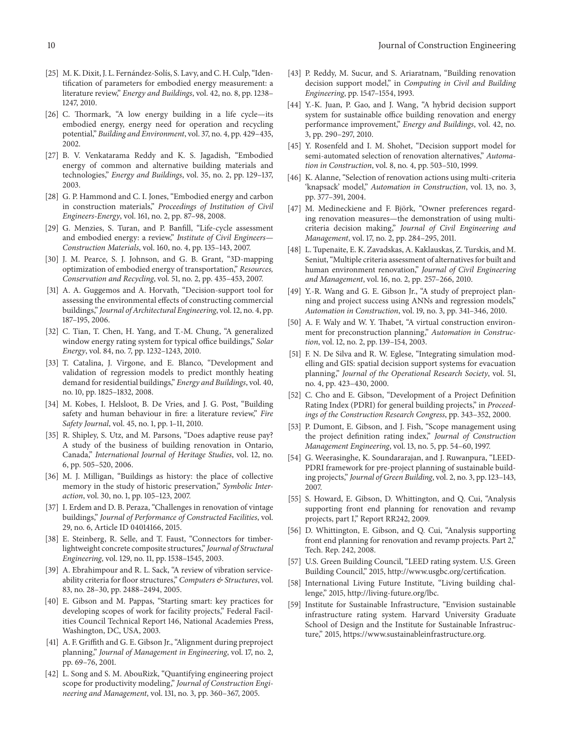[25] M. K. Dixit, J. L. Fernández-Solís, S. Lavy, and C. H. Culp, "Identification of parameters for embodied energy measurement: a literature review," *Energy and Buildings*, vol. 42, no. 8, pp. 1238–1247, 2010.

[26] C. Thormark, "A low energy building in a life cycle—its embodied energy, energy need for operation and recycling potential," *Building and Environment*, vol. 37, no. 4, pp. 429–435, 2002.

[27] B. V. Venkatarama Reddy and K. S. Jagadish, "Embodied energy of common and alternative building materials and technologies," *Energy and Buildings*, vol. 35, no. 2, pp. 129–137, 2003.

[28] G. P. Hammond and C. I. Jones, "Embodied energy and carbon in construction materials," *Proceedings of Institution of Civil Engineers-Energy*, vol. 161, no. 2, pp. 87–98, 2008.

[29] G. Menzies, S. Turan, and P. Banfill, "Life-cycle assessment and embodied energy: a review," *Institute of Civil Engineers—Construction Materials*, vol. 160, no. 4, pp. 135–143, 2007.

[30] J. M. Pearce, S. J. Johnson, and G. B. Grant, "3D-mapping optimization of embodied energy of transportation," *Resources, Conservation and Recycling*, vol. 51, no. 2, pp. 435–453, 2007.

[31] A. A. Guggemos and A. Horvath, "Decision-support tool for assessing the environmental effects of constructing commercial buildings," *Journal of Architectural Engineering*, vol. 12, no. 4, pp. 187–195, 2006.

[32] C. Tian, T. Chen, H. Yang, and T.-M. Chung, "A generalized window energy rating system for typical office buildings," *Solar Energy*, vol. 84, no. 7, pp. 1232–1243, 2010.

[33] T. Catalina, J. Virgone, and E. Blanco, "Development and validation of regression models to predict monthly heating demand for residential buildings," *Energy and Buildings*, vol. 40, no. 10, pp. 1825–1832, 2008.

[34] M. Kobes, I. Helsloot, B. De Vries, and J. G. Post, "Building safety and human behaviour in fire: a literature review," *Fire Safety Journal*, vol. 45, no. 1, pp. 1–11, 2010.

[35] R. Shipley, S. Utz, and M. Parsons, "Does adaptive reuse pay? A study of the business of building renovation in Ontario, Canada," *International Journal of Heritage Studies*, vol. 12, no. 6, pp. 505–520, 2006.

[36] M. J. Milligan, "Buildings as history: the place of collective memory in the study of historic preservation," *Symbolic Interaction*, vol. 30, no. 1, pp. 105–123, 2007.

[37] I. Erdem and D. B. Peraza, "Challenges in renovation of vintage buildings," *Journal of Performance of Constructed Facilities*, vol. 29, no. 6, Article ID 04014166, 2015.

[38] E. Steinberg, R. Selle, and T. Faust, "Connectors for timber-lightweight concrete composite structures," *Journal of Structural Engineering*, vol. 129, no. 11, pp. 1538–1545, 2003.

[39] A. Ebrahimpour and R. L. Sack, "A review of vibration serviceability criteria for floor structures," *Computers & Structures*, vol. 83, no. 28–30, pp. 2488–2494, 2005.

[40] E. Gibson and M. Pappas, "Starting smart: key practices for developing scopes of work for facility projects," Federal Facilities Council Technical Report 146, National Academies Press, Washington, DC, USA, 2003.

[41] A. F. Griffith and G. E. Gibson Jr., "Alignment during preproject planning," *Journal of Management in Engineering*, vol. 17, no. 2, pp. 69–76, 2001.

[42] L. Song and S. M. AbouRizk, "Quantifying engineering project scope for productivity modeling," *Journal of Construction Engineering and Management*, vol. 131, no. 3, pp. 360–367, 2005.

[43] P. Reddy, M. Sucur, and S. Ariaratnam, "Building renovation decision support model," in *Computing in Civil and Building Engineering*, pp. 1547–1554, 1993.

[44] Y.-K. Juan, P. Gao, and J. Wang, "A hybrid decision support system for sustainable office building renovation and energy performance improvement," *Energy and Buildings*, vol. 42, no. 3, pp. 290–297, 2010.

[45] Y. Rosenfeld and I. M. Shohet, "Decision support model for semi-automated selection of renovation alternatives," *Automation in Construction*, vol. 8, no. 4, pp. 503–510, 1999.

[46] K. Alanne, "Selection of renovation actions using multi-criteria 'knapsack' model," *Automation in Construction*, vol. 13, no. 3, pp. 377–391, 2004.

[47] M. Medineckiene and F. Björk, "Owner preferences regarding renovation measures—the demonstration of using multi-criteria decision making," *Journal of Civil Engineering and Management*, vol. 17, no. 2, pp. 284–295, 2011.

[48] L. Tupenaite, E. K. Zavadskas, A. Kaklauskas, Z. Turskis, and M. Seniut, "Multiple criteria assessment of alternatives for built and human environment renovation," *Journal of Civil Engineering and Management*, vol. 16, no. 2, pp. 257–266, 2010.

[49] Y.-R. Wang and G. E. Gibson Jr., "A study of preproject planning and project success using ANNs and regression models," *Automation in Construction*, vol. 19, no. 3, pp. 341–346, 2010.

[50] A. F. Waly and W. Y. Thabet, "A virtual construction environment for preconstruction planning," *Automation in Construction*, vol. 12, no. 2, pp. 139–154, 2003.

[51] F. N. De Silva and R. W. Eglese, "Integrating simulation modelling and GIS: spatial decision support systems for evacuation planning," *Journal of the Operational Research Society*, vol. 51, no. 4, pp. 423–430, 2000.

[52] C. Cho and E. Gibson, "Development of a Project Definition Rating Index (PDRI) for general building projects," in *Proceedings of the Construction Research Congress*, pp. 343–352, 2000.

[53] P. Dumont, E. Gibson, and J. Fish, "Scope management using the project definition rating index," *Journal of Construction Management Engineering*, vol. 13, no. 5, pp. 54–60, 1997.

[54] G. Weerasinghe, K. Soundararajan, and J. Ruwanpura, "LEED-PDRI framework for pre-project planning of sustainable building projects," *Journal of Green Building*, vol. 2, no. 3, pp. 123–143, 2007.

[55] S. Howard, E. Gibson, D. Whittington, and Q. Cui, "Analysis supporting front end planning for renovation and revamp projects, part I," Report RR242, 2009.

[56] D. Whittington, E. Gibson, and Q. Cui, "Analysis supporting front end planning for renovation and revamp projects. Part 2," Tech. Rep. 242, 2008.

[57] U.S. Green Building Council, "LEED rating system. U.S. Green Building Council," 2015, http://www.usgbc.org/certification.

[58] International Living Future Institute, "Living building challenge," 2015, http://living-future.org/lbc.

[59] Institute for Sustainable Infrastructure, "Envision sustainable infrastructure rating system. Harvard University Graduate School of Design and the Institute for Sustainable Infrastructure," 2015, https://www.sustainableinfrastructure.org.